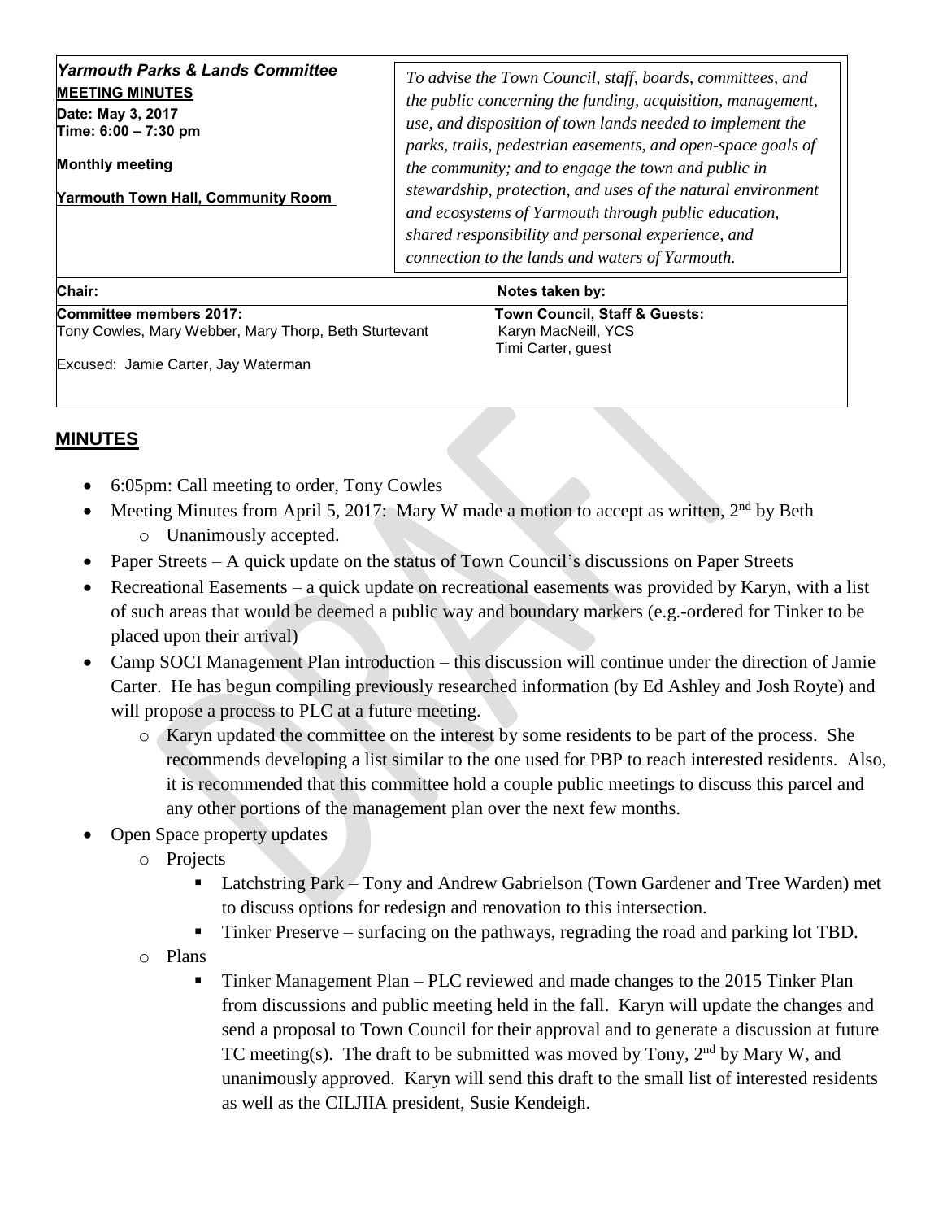| *Yarmouth Parks & Lands Committee*<br>**MEETING MINUTES**<br>**Date: May 3, 2017**<br>**Time: 6:00 – 7:30 pm**<br><br>**Monthly meeting**<br><br>**Yarmouth Town Hall, Community Room** | *To advise the Town Council, staff, boards, committees, and the public concerning the funding, acquisition, management, use, and disposition of town lands needed to implement the parks, trails, pedestrian easements, and open-space goals of the community; and to engage the town and public in stewardship, protection, and uses of the natural environment and ecosystems of Yarmouth through public education, shared responsibility and personal experience, and connection to the lands and waters of Yarmouth.* |
|---|---|
| **Chair:** | **Notes taken by:** |
| **Committee members 2017:**<br>Tony Cowles, Mary Webber, Mary Thorp, Beth Sturtevant<br><br>Excused: Jamie Carter, Jay Waterman | **Town Council, Staff & Guests:**<br>Karyn MacNeill, YCS<br>Timi Carter, guest |

## MINUTES

- 6:05pm: Call meeting to order, Tony Cowles
- Meeting Minutes from April 5, 2017: Mary W made a motion to accept as written, 2nd by Beth
  - Unanimously accepted.
- Paper Streets – A quick update on the status of Town Council's discussions on Paper Streets
- Recreational Easements – a quick update on recreational easements was provided by Karyn, with a list of such areas that would be deemed a public way and boundary markers (e.g.-ordered for Tinker to be placed upon their arrival)
- Camp SOCI Management Plan introduction – this discussion will continue under the direction of Jamie Carter. He has begun compiling previously researched information (by Ed Ashley and Josh Royte) and will propose a process to PLC at a future meeting.
  - Karyn updated the committee on the interest by some residents to be part of the process. She recommends developing a list similar to the one used for PBP to reach interested residents. Also, it is recommended that this committee hold a couple public meetings to discuss this parcel and any other portions of the management plan over the next few months.
- Open Space property updates
  - Projects
    - Latchstring Park – Tony and Andrew Gabrielson (Town Gardener and Tree Warden) met to discuss options for redesign and renovation to this intersection.
    - Tinker Preserve – surfacing on the pathways, regrading the road and parking lot TBD.
  - Plans
    - Tinker Management Plan – PLC reviewed and made changes to the 2015 Tinker Plan from discussions and public meeting held in the fall. Karyn will update the changes and send a proposal to Town Council for their approval and to generate a discussion at future TC meeting(s). The draft to be submitted was moved by Tony, 2nd by Mary W, and unanimously approved. Karyn will send this draft to the small list of interested residents as well as the CILJIIA president, Susie Kendeigh.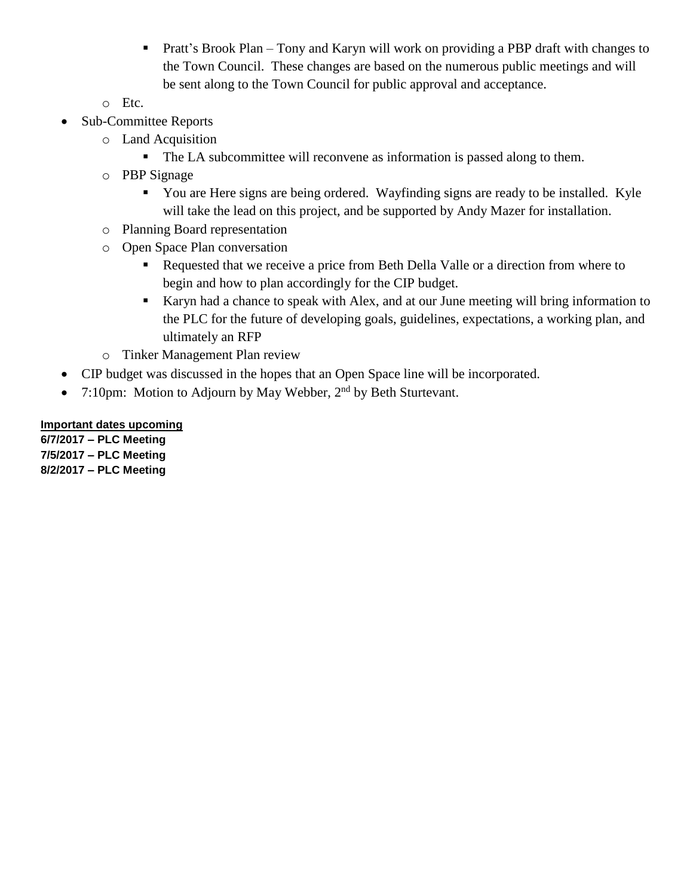- Pratt's Brook Plan – Tony and Karyn will work on providing a PBP draft with changes to the Town Council. These changes are based on the numerous public meetings and will be sent along to the Town Council for public approval and acceptance.
  - Etc.
- Sub-Committee Reports
  - Land Acquisition
    - The LA subcommittee will reconvene as information is passed along to them.
  - PBP Signage
    - You are Here signs are being ordered. Wayfinding signs are ready to be installed. Kyle will take the lead on this project, and be supported by Andy Mazer for installation.
  - Planning Board representation
  - Open Space Plan conversation
    - Requested that we receive a price from Beth Della Valle or a direction from where to begin and how to plan accordingly for the CIP budget.
    - Karyn had a chance to speak with Alex, and at our June meeting will bring information to the PLC for the future of developing goals, guidelines, expectations, a working plan, and ultimately an RFP
  - Tinker Management Plan review
- CIP budget was discussed in the hopes that an Open Space line will be incorporated.
- 7:10pm: Motion to Adjourn by May Webber, 2nd by Beth Sturtevant.

**Important dates upcoming**

**6/7/2017 – PLC Meeting**
**7/5/2017 – PLC Meeting**
**8/2/2017 – PLC Meeting**